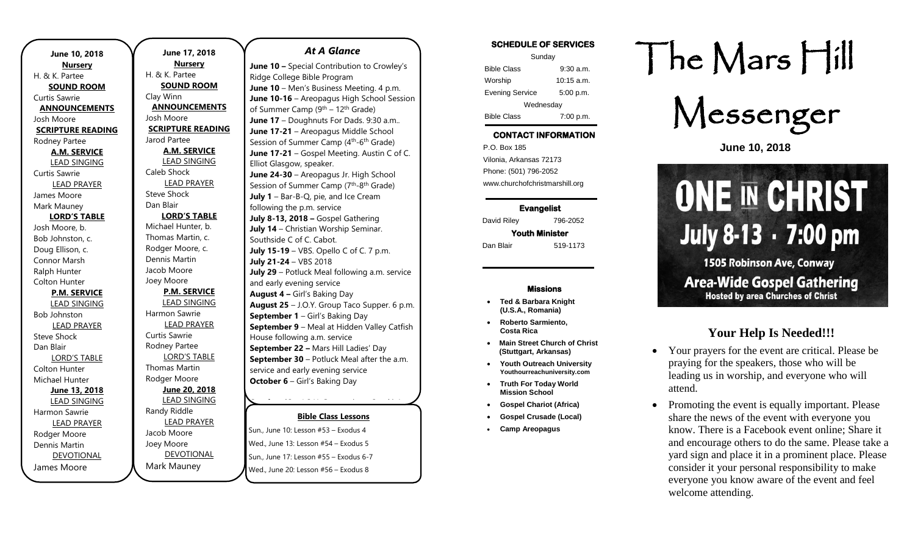**June 10, 2018**

**Nursery**
H. & K. Partee

**SOUND ROOM**
Curtis Sawrie

**ANNOUNCEMENTS**
Josh Moore

**SCRIPTURE READING**
Rodney Partee

**A.M. SERVICE**

LEAD SINGING
Curtis Sawrie

LEAD PRAYER
James Moore
Mark Mauney

**LORD'S TABLE**
Josh Moore, b.
Bob Johnston, c.
Doug Ellison, c.
Connor Marsh
Ralph Hunter
Colton Hunter

**P.M. SERVICE**

LEAD SINGING
Bob Johnston

LEAD PRAYER
Steve Shock
Dan Blair

LORD'S TABLE
Colton Hunter
Michael Hunter

**June 13, 2018**

LEAD SINGING
Harmon Sawrie

LEAD PRAYER
Rodger Moore
Dennis Martin

DEVOTIONAL
James Moore

**June 17, 2018**

**Nursery**
H. & K. Partee

**SOUND ROOM**
Clay Winn

**ANNOUNCEMENTS**
Josh Moore

**SCRIPTURE READING**
Jarod Partee

**A.M. SERVICE**

LEAD SINGING
Caleb Shock

LEAD PRAYER
Steve Shock
Dan Blair

**LORD'S TABLE**
Michael Hunter, b.
Thomas Martin, c.
Rodger Moore, c.
Dennis Martin
Jacob Moore
Joey Moore

**P.M. SERVICE**

LEAD SINGING
Harmon Sawrie

LEAD PRAYER
Curtis Sawrie
Rodney Partee

LORD'S TABLE
Thomas Martin
Rodger Moore

**June 20, 2018**

LEAD SINGING
Randy Riddle

LEAD PRAYER
Jacob Moore
Joey Moore

DEVOTIONAL
Mark Mauney

## *At A Glance*

**June 10 –** Special Contribution to Crowley's Ridge College Bible Program
**June 10** – Men's Business Meeting. 4 p.m.
**June 10-16** – Areopagus High School Session of Summer Camp (9th – 12th Grade)
**June 17** – Doughnuts For Dads. 9:30 a.m..
**June 17-21** – Areopagus Middle School Session of Summer Camp (4th-6th Grade)
**June 17-21** – Gospel Meeting. Austin C of C. Elliot Glasgow, speaker.
**June 24-30** – Areopagus Jr. High School Session of Summer Camp (7th-8th Grade)
**July 1** – Bar-B-Q, pie, and Ice Cream following the p.m. service
**July 8-13, 2018 –** Gospel Gathering
**July 14** – Christian Worship Seminar. Southside C of C. Cabot.
**July 15-19** – VBS. Opello C of C. 7 p.m.
**July 21-24** – VBS 2018
**July 29** – Potluck Meal following a.m. service and early evening service
**August 4 –** Girl's Baking Day
**August 25** – J.O.Y. Group Taco Supper. 6 p.m.
**September 1** – Girl's Baking Day
**September 9** – Meal at Hidden Valley Catfish House following a.m. service
**September 22 –** Mars Hill Ladies' Day
**September 30** – Potluck Meal after the a.m. service and early evening service
**October 6** – Girl's Baking Day

**Bible Class Lessons**

Sun., June 10: Lesson #53 – Exodus 4
Wed., June 13: Lesson #54 – Exodus 5
Sun., June 17: Lesson #55 – Exodus 6-7
Wed., June 20: Lesson #56 – Exodus 8

**SCHEDULE OF SERVICES**

| Sunday | |
|---|---|
| Bible Class | 9:30 a.m. |
| Worship | 10:15 a.m. |
| Evening Service | 5:00 p.m. |
| Wednesday | |
| Bible Class | 7:00 p.m. |

**CONTACT INFORMATION**

P.O. Box 185
Vilonia, Arkansas 72173
Phone: (501) 796-2052
www.churchofchristmarshill.org

**Evangelist**
David Riley 796-2052

**Youth Minister**
Dan Blair 519-1173

**Missions**

- **Ted & Barbara Knight (U.S.A., Romania)**
- **Roberto Sarmiento, Costa Rica**
- **Main Street Church of Christ (Stuttgart, Arkansas)**
- **Youth Outreach University Youthourreachuniversity.com**
- **Truth For Today World Mission School**
- **Gospel Chariot (Africa)**
- **Gospel Crusade (Local)**
- **Camp Areopagus**

# The Mars Hill Messenger

**June 10, 2018**

**ONE IN CHRIST**
**July 8-13 · 7:00 pm**
1505 Robinson Ave, Conway
**Area-Wide Gospel Gathering**
Hosted by area Churches of Christ

## Your Help Is Needed!!!

- Your prayers for the event are critical. Please be praying for the speakers, those who will be leading us in worship, and everyone who will attend.
- Promoting the event is equally important. Please share the news of the event with everyone you know. There is a Facebook event online; Share it and encourage others to do the same. Please take a yard sign and place it in a prominent place. Please consider it your personal responsibility to make everyone you know aware of the event and feel welcome attending.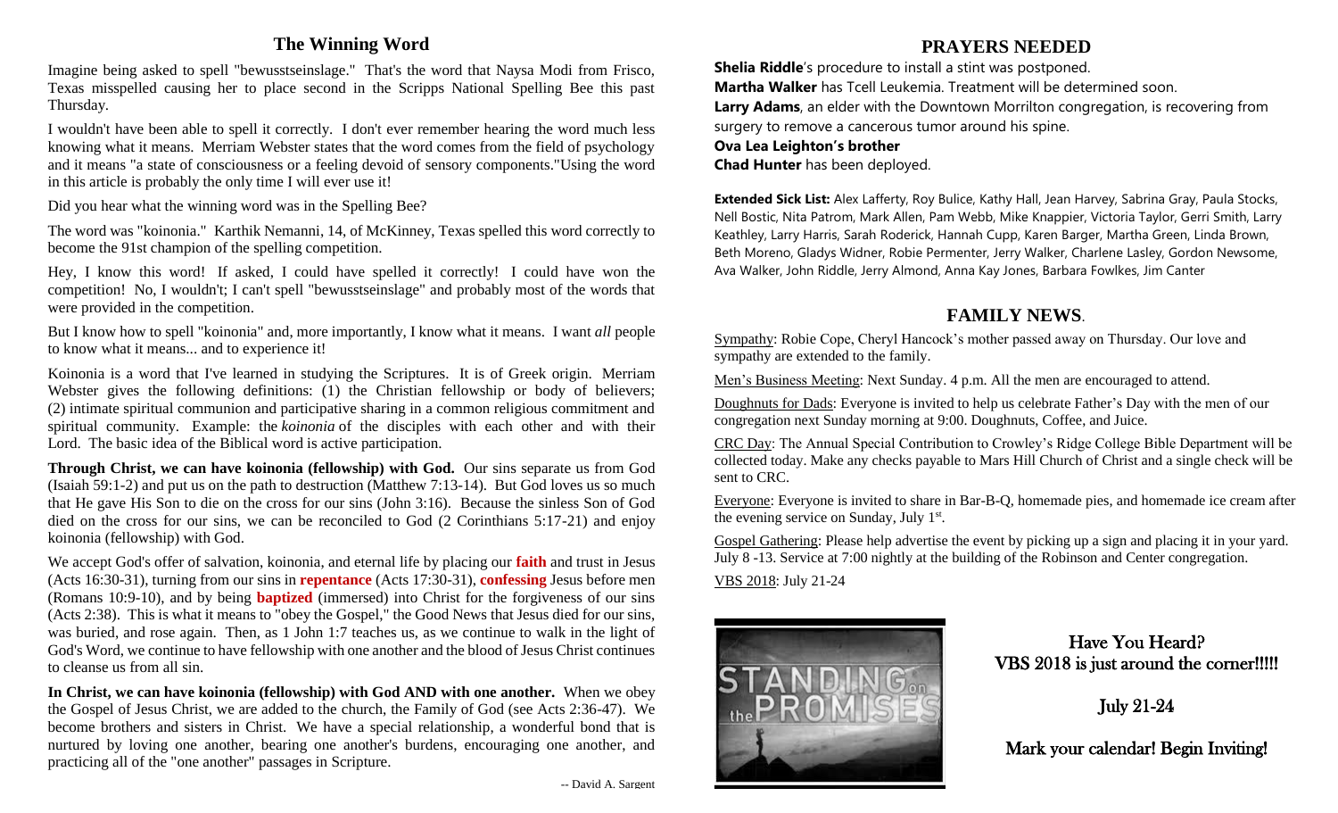## The Winning Word

Imagine being asked to spell "bewusstseinslage." That's the word that Naysa Modi from Frisco, Texas misspelled causing her to place second in the Scripps National Spelling Bee this past Thursday.

I wouldn't have been able to spell it correctly. I don't ever remember hearing the word much less knowing what it means. Merriam Webster states that the word comes from the field of psychology and it means "a state of consciousness or a feeling devoid of sensory components."Using the word in this article is probably the only time I will ever use it!

Did you hear what the winning word was in the Spelling Bee?

The word was "koinonia." Karthik Nemanni, 14, of McKinney, Texas spelled this word correctly to become the 91st champion of the spelling competition.

Hey, I know this word! If asked, I could have spelled it correctly! I could have won the competition! No, I wouldn't; I can't spell "bewusstseinslage" and probably most of the words that were provided in the competition.

But I know how to spell "koinonia" and, more importantly, I know what it means. I want *all* people to know what it means... and to experience it!

Koinonia is a word that I've learned in studying the Scriptures. It is of Greek origin. Merriam Webster gives the following definitions: (1) the Christian fellowship or body of believers; (2) intimate spiritual communion and participative sharing in a common religious commitment and spiritual community. Example: the *koinonia* of the disciples with each other and with their Lord. The basic idea of the Biblical word is active participation.

**Through Christ, we can have koinonia (fellowship) with God.** Our sins separate us from God (Isaiah 59:1-2) and put us on the path to destruction (Matthew 7:13-14). But God loves us so much that He gave His Son to die on the cross for our sins (John 3:16). Because the sinless Son of God died on the cross for our sins, we can be reconciled to God (2 Corinthians 5:17-21) and enjoy koinonia (fellowship) with God.

We accept God's offer of salvation, koinonia, and eternal life by placing our **faith** and trust in Jesus (Acts 16:30-31), turning from our sins in **repentance** (Acts 17:30-31), **confessing** Jesus before men (Romans 10:9-10), and by being **baptized** (immersed) into Christ for the forgiveness of our sins (Acts 2:38). This is what it means to "obey the Gospel," the Good News that Jesus died for our sins, was buried, and rose again. Then, as 1 John 1:7 teaches us, as we continue to walk in the light of God's Word, we continue to have fellowship with one another and the blood of Jesus Christ continues to cleanse us from all sin.

**In Christ, we can have koinonia (fellowship) with God AND with one another.** When we obey the Gospel of Jesus Christ, we are added to the church, the Family of God (see Acts 2:36-47). We become brothers and sisters in Christ. We have a special relationship, a wonderful bond that is nurtured by loving one another, bearing one another's burdens, encouraging one another, and practicing all of the "one another" passages in Scripture.

-- David A. Sargent

## PRAYERS NEEDED

**Shelia Riddle**'s procedure to install a stint was postponed.
**Martha Walker** has Tcell Leukemia. Treatment will be determined soon.
**Larry Adams**, an elder with the Downtown Morrilton congregation, is recovering from surgery to remove a cancerous tumor around his spine.
**Ova Lea Leighton's brother**
**Chad Hunter** has been deployed.

**Extended Sick List:** Alex Lafferty, Roy Bulice, Kathy Hall, Jean Harvey, Sabrina Gray, Paula Stocks, Nell Bostic, Nita Patrom, Mark Allen, Pam Webb, Mike Knappier, Victoria Taylor, Gerri Smith, Larry Keathley, Larry Harris, Sarah Roderick, Hannah Cupp, Karen Barger, Martha Green, Linda Brown, Beth Moreno, Gladys Widner, Robie Permenter, Jerry Walker, Charlene Lasley, Gordon Newsome, Ava Walker, John Riddle, Jerry Almond, Anna Kay Jones, Barbara Fowlkes, Jim Canter

## FAMILY NEWS.

Sympathy: Robie Cope, Cheryl Hancock's mother passed away on Thursday. Our love and sympathy are extended to the family.

Men's Business Meeting: Next Sunday. 4 p.m. All the men are encouraged to attend.

Doughnuts for Dads: Everyone is invited to help us celebrate Father's Day with the men of our congregation next Sunday morning at 9:00. Doughnuts, Coffee, and Juice.

CRC Day: The Annual Special Contribution to Crowley's Ridge College Bible Department will be collected today. Make any checks payable to Mars Hill Church of Christ and a single check will be sent to CRC.

Everyone: Everyone is invited to share in Bar-B-Q, homemade pies, and homemade ice cream after the evening service on Sunday, July 1st.

Gospel Gathering: Please help advertise the event by picking up a sign and placing it in your yard. July 8 -13. Service at 7:00 nightly at the building of the Robinson and Center congregation.

VBS 2018: July 21-24

Have You Heard?
VBS 2018 is just around the corner!!!!!

July 21-24

Mark your calendar! Begin Inviting!